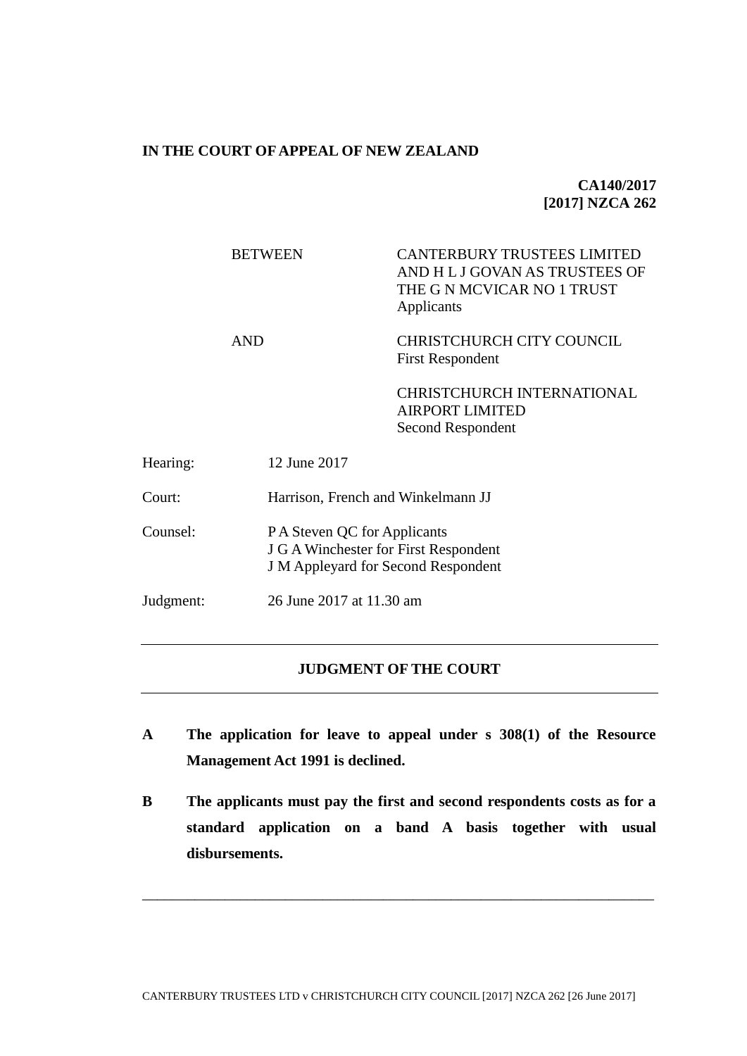**IN THE COURT OF APPEAL OF NEW ZEALAND**

**CA140/2017**
**[2017] NZCA 262**

| | |
|---|---|
| BETWEEN | CANTERBURY TRUSTEES LIMITED AND H L J GOVAN AS TRUSTEES OF THE G N MCVICAR NO 1 TRUST<br>Applicants |
| AND | CHRISTCHURCH CITY COUNCIL<br>First Respondent |
| | CHRISTCHURCH INTERNATIONAL AIRPORT LIMITED<br>Second Respondent |

| | |
|---|---|
| Hearing: | 12 June 2017 |
| Court: | Harrison, French and Winkelmann JJ |
| Counsel: | P A Steven QC for Applicants<br>J G A Winchester for First Respondent<br>J M Appleyard for Second Respondent |
| Judgment: | 26 June 2017 at 11.30 am |

---

**JUDGMENT OF THE COURT**

---

**A The application for leave to appeal under s 308(1) of the Resource Management Act 1991 is declined.**

**B The applicants must pay the first and second respondents costs as for a standard application on a band A basis together with usual disbursements.**

---

CANTERBURY TRUSTEES LTD v CHRISTCHURCH CITY COUNCIL [2017] NZCA 262 [26 June 2017]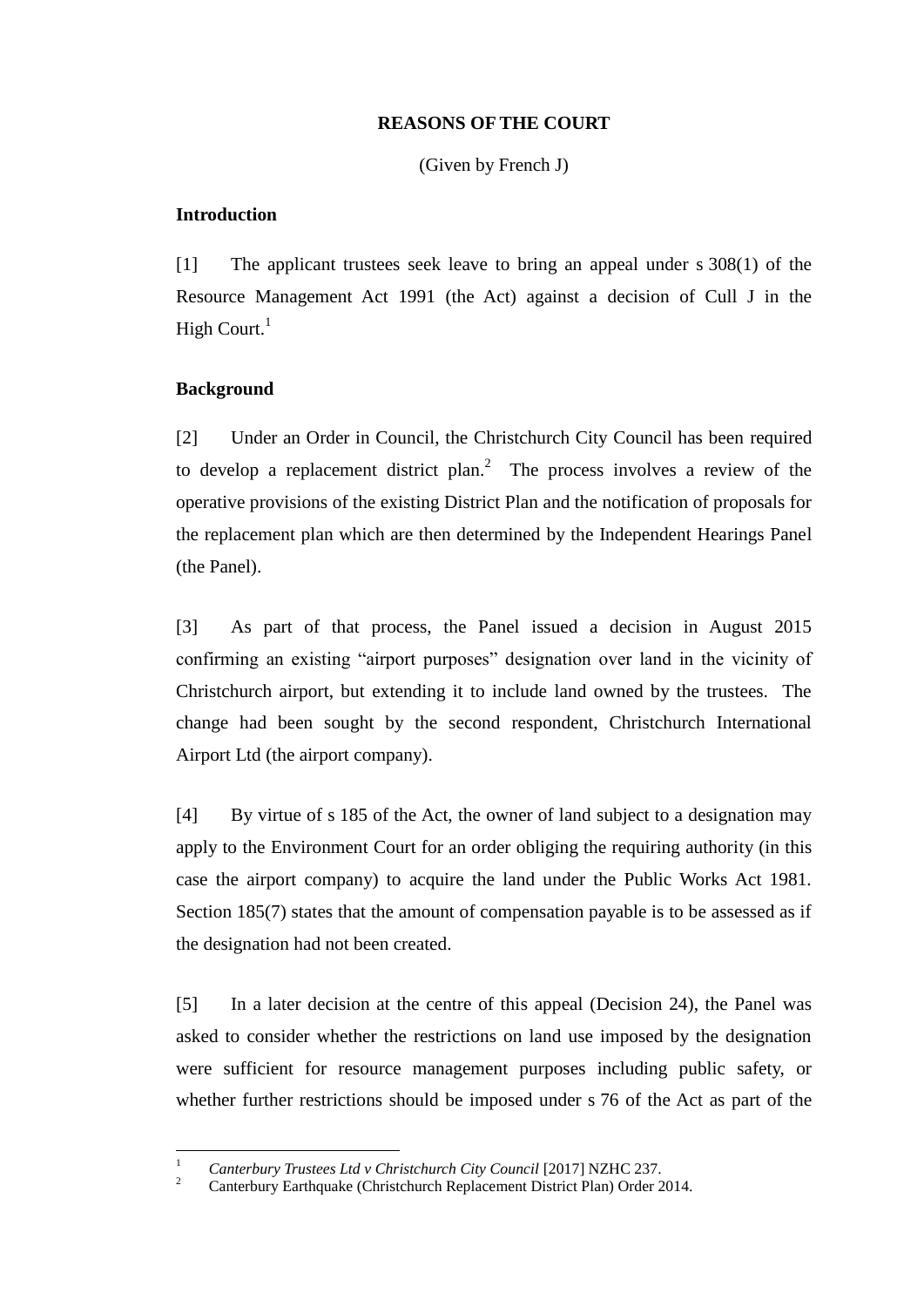**REASONS OF THE COURT**

(Given by French J)

**Introduction**

[1] The applicant trustees seek leave to bring an appeal under s 308(1) of the Resource Management Act 1991 (the Act) against a decision of Cull J in the High Court.[1]

**Background**

[2] Under an Order in Council, the Christchurch City Council has been required to develop a replacement district plan.[2] The process involves a review of the operative provisions of the existing District Plan and the notification of proposals for the replacement plan which are then determined by the Independent Hearings Panel (the Panel).

[3] As part of that process, the Panel issued a decision in August 2015 confirming an existing "airport purposes" designation over land in the vicinity of Christchurch airport, but extending it to include land owned by the trustees. The change had been sought by the second respondent, Christchurch International Airport Ltd (the airport company).

[4] By virtue of s 185 of the Act, the owner of land subject to a designation may apply to the Environment Court for an order obliging the requiring authority (in this case the airport company) to acquire the land under the Public Works Act 1981. Section 185(7) states that the amount of compensation payable is to be assessed as if the designation had not been created.

[5] In a later decision at the centre of this appeal (Decision 24), the Panel was asked to consider whether the restrictions on land use imposed by the designation were sufficient for resource management purposes including public safety, or whether further restrictions should be imposed under s 76 of the Act as part of the

---

[1] *Canterbury Trustees Ltd v Christchurch City Council* [2017] NZHC 237.

[2] Canterbury Earthquake (Christchurch Replacement District Plan) Order 2014.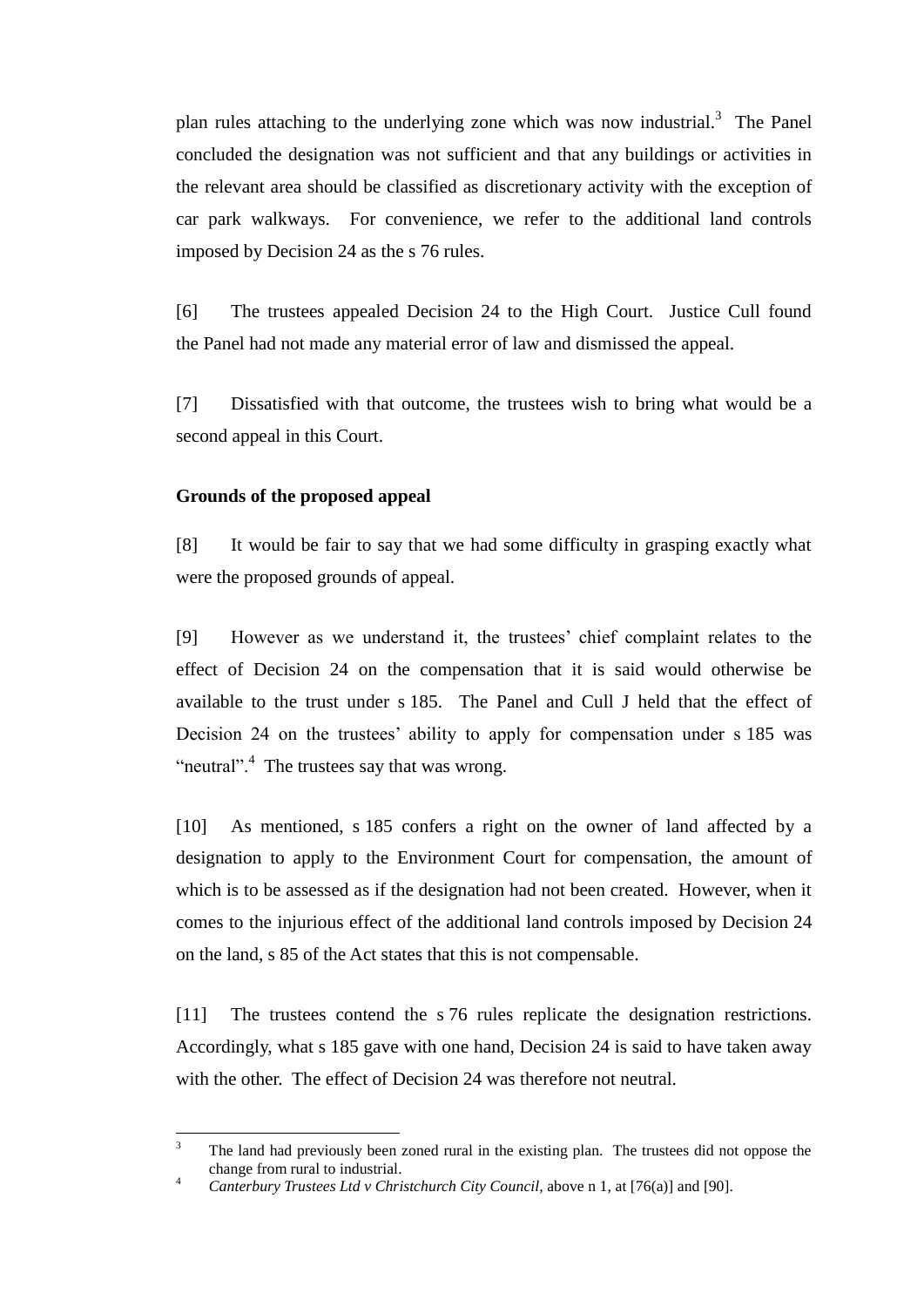plan rules attaching to the underlying zone which was now industrial.[3] The Panel concluded the designation was not sufficient and that any buildings or activities in the relevant area should be classified as discretionary activity with the exception of car park walkways. For convenience, we refer to the additional land controls imposed by Decision 24 as the s 76 rules.

[6] The trustees appealed Decision 24 to the High Court. Justice Cull found the Panel had not made any material error of law and dismissed the appeal.

[7] Dissatisfied with that outcome, the trustees wish to bring what would be a second appeal in this Court.

**Grounds of the proposed appeal**

[8] It would be fair to say that we had some difficulty in grasping exactly what were the proposed grounds of appeal.

[9] However as we understand it, the trustees' chief complaint relates to the effect of Decision 24 on the compensation that it is said would otherwise be available to the trust under s 185. The Panel and Cull J held that the effect of Decision 24 on the trustees' ability to apply for compensation under s 185 was "neutral".[4] The trustees say that was wrong.

[10] As mentioned, s 185 confers a right on the owner of land affected by a designation to apply to the Environment Court for compensation, the amount of which is to be assessed as if the designation had not been created. However, when it comes to the injurious effect of the additional land controls imposed by Decision 24 on the land, s 85 of the Act states that this is not compensable.

[11] The trustees contend the s 76 rules replicate the designation restrictions. Accordingly, what s 185 gave with one hand, Decision 24 is said to have taken away with the other. The effect of Decision 24 was therefore not neutral.

---

[3] The land had previously been zoned rural in the existing plan. The trustees did not oppose the change from rural to industrial.

[4] *Canterbury Trustees Ltd v Christchurch City Council*, above n 1, at [76(a)] and [90].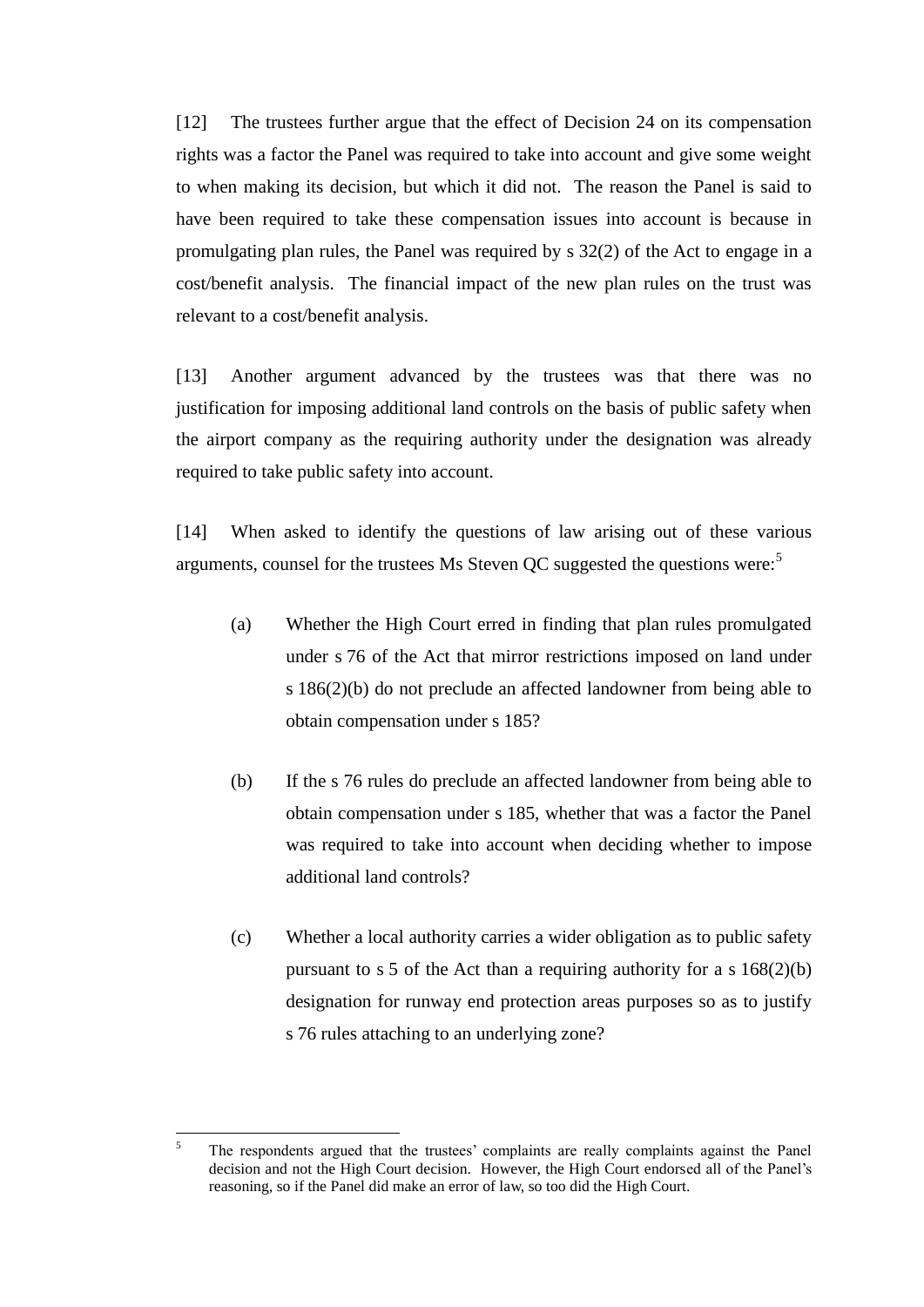[12] The trustees further argue that the effect of Decision 24 on its compensation rights was a factor the Panel was required to take into account and give some weight to when making its decision, but which it did not. The reason the Panel is said to have been required to take these compensation issues into account is because in promulgating plan rules, the Panel was required by s 32(2) of the Act to engage in a cost/benefit analysis. The financial impact of the new plan rules on the trust was relevant to a cost/benefit analysis.

[13] Another argument advanced by the trustees was that there was no justification for imposing additional land controls on the basis of public safety when the airport company as the requiring authority under the designation was already required to take public safety into account.

[14] When asked to identify the questions of law arising out of these various arguments, counsel for the trustees Ms Steven QC suggested the questions were:[5]

(a) Whether the High Court erred in finding that plan rules promulgated under s 76 of the Act that mirror restrictions imposed on land under s 186(2)(b) do not preclude an affected landowner from being able to obtain compensation under s 185?

(b) If the s 76 rules do preclude an affected landowner from being able to obtain compensation under s 185, whether that was a factor the Panel was required to take into account when deciding whether to impose additional land controls?

(c) Whether a local authority carries a wider obligation as to public safety pursuant to s 5 of the Act than a requiring authority for a s 168(2)(b) designation for runway end protection areas purposes so as to justify s 76 rules attaching to an underlying zone?

---

[5] The respondents argued that the trustees' complaints are really complaints against the Panel decision and not the High Court decision. However, the High Court endorsed all of the Panel's reasoning, so if the Panel did make an error of law, so too did the High Court.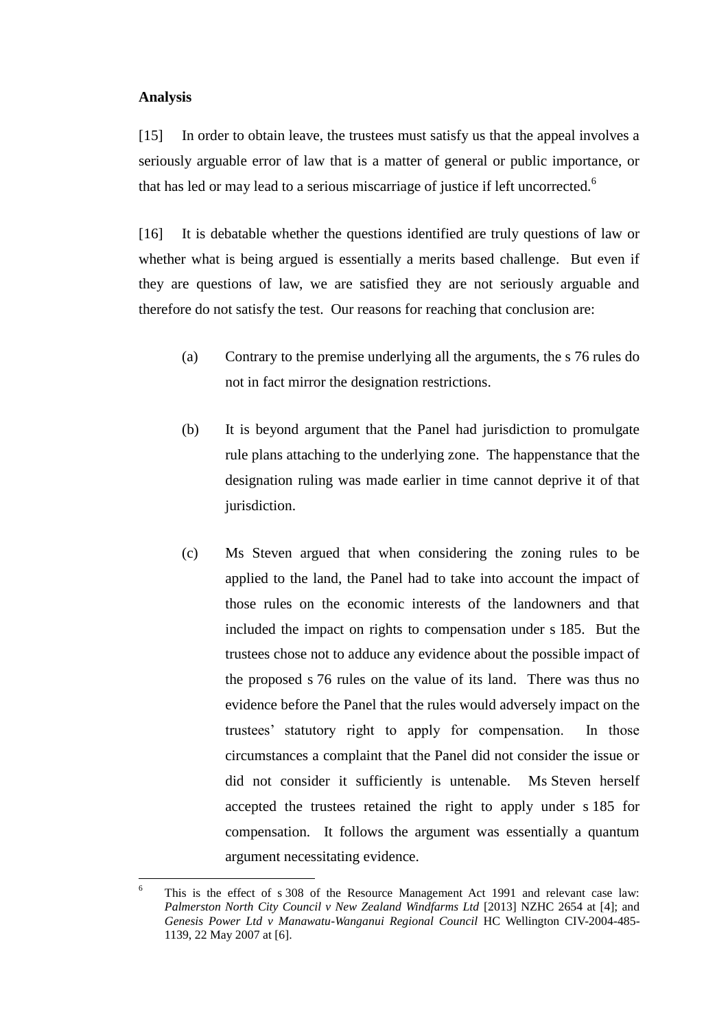**Analysis**

[15] In order to obtain leave, the trustees must satisfy us that the appeal involves a seriously arguable error of law that is a matter of general or public importance, or that has led or may lead to a serious miscarriage of justice if left uncorrected.[6]

[16] It is debatable whether the questions identified are truly questions of law or whether what is being argued is essentially a merits based challenge. But even if they are questions of law, we are satisfied they are not seriously arguable and therefore do not satisfy the test. Our reasons for reaching that conclusion are:

(a) Contrary to the premise underlying all the arguments, the s 76 rules do not in fact mirror the designation restrictions.

(b) It is beyond argument that the Panel had jurisdiction to promulgate rule plans attaching to the underlying zone. The happenstance that the designation ruling was made earlier in time cannot deprive it of that jurisdiction.

(c) Ms Steven argued that when considering the zoning rules to be applied to the land, the Panel had to take into account the impact of those rules on the economic interests of the landowners and that included the impact on rights to compensation under s 185. But the trustees chose not to adduce any evidence about the possible impact of the proposed s 76 rules on the value of its land. There was thus no evidence before the Panel that the rules would adversely impact on the trustees' statutory right to apply for compensation. In those circumstances a complaint that the Panel did not consider the issue or did not consider it sufficiently is untenable. Ms Steven herself accepted the trustees retained the right to apply under s 185 for compensation. It follows the argument was essentially a quantum argument necessitating evidence.

---

[6] This is the effect of s 308 of the Resource Management Act 1991 and relevant case law: *Palmerston North City Council v New Zealand Windfarms Ltd* [2013] NZHC 2654 at [4]; and *Genesis Power Ltd v Manawatu-Wanganui Regional Council* HC Wellington CIV-2004-485-1139, 22 May 2007 at [6].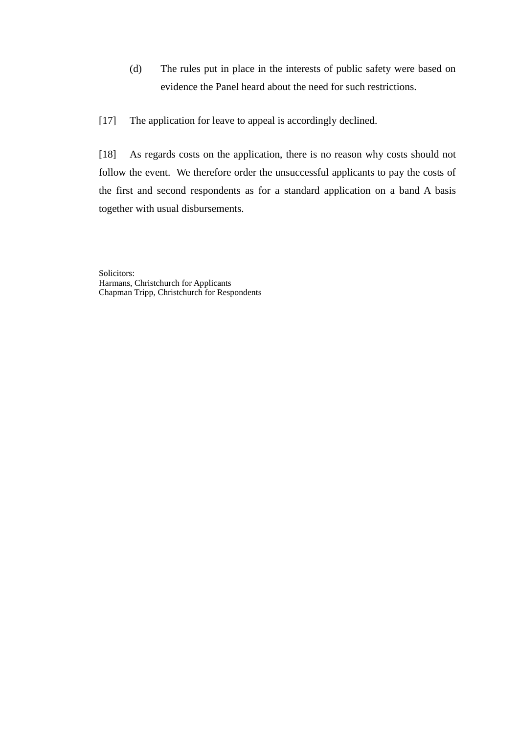(d) The rules put in place in the interests of public safety were based on evidence the Panel heard about the need for such restrictions.

[17] The application for leave to appeal is accordingly declined.

[18] As regards costs on the application, there is no reason why costs should not follow the event. We therefore order the unsuccessful applicants to pay the costs of the first and second respondents as for a standard application on a band A basis together with usual disbursements.

Solicitors:
Harmans, Christchurch for Applicants
Chapman Tripp, Christchurch for Respondents